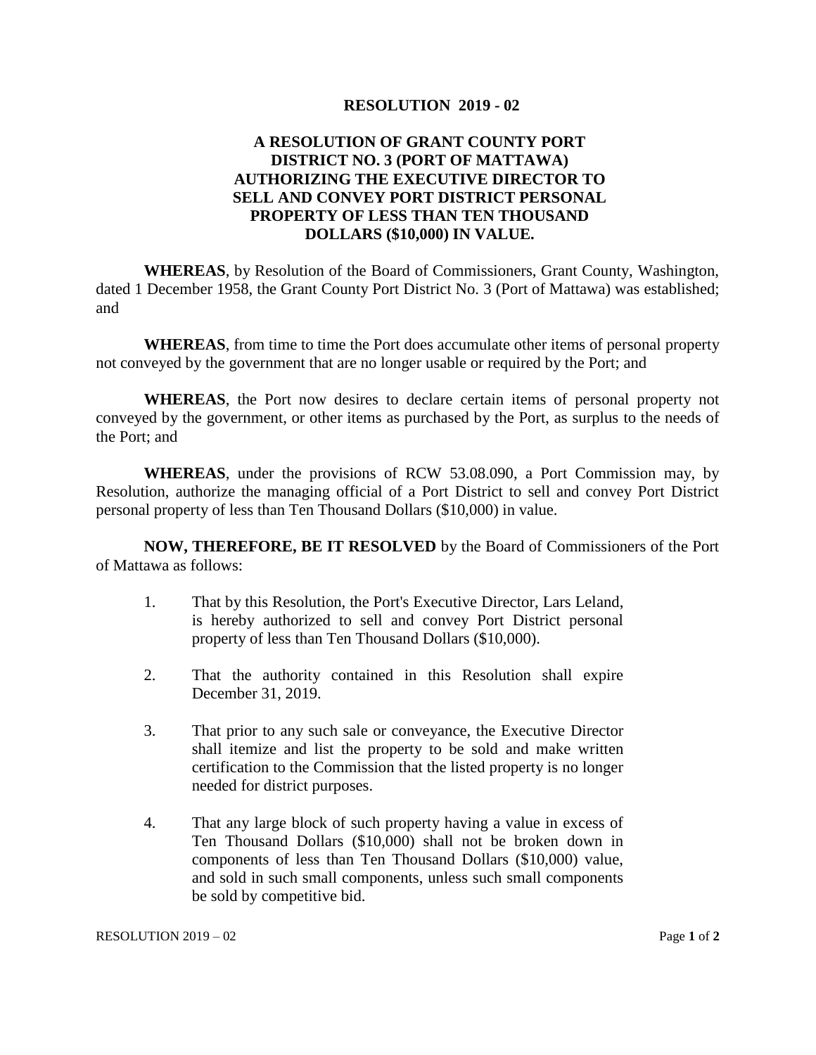# RESOLUTION 2019 - 02

## A RESOLUTION OF GRANT COUNTY PORT DISTRICT NO. 3 (PORT OF MATTAWA) AUTHORIZING THE EXECUTIVE DIRECTOR TO SELL AND CONVEY PORT DISTRICT PERSONAL PROPERTY OF LESS THAN TEN THOUSAND DOLLARS ($10,000) IN VALUE.

**WHEREAS**, by Resolution of the Board of Commissioners, Grant County, Washington, dated 1 December 1958, the Grant County Port District No. 3 (Port of Mattawa) was established; and

**WHEREAS**, from time to time the Port does accumulate other items of personal property not conveyed by the government that are no longer usable or required by the Port; and

**WHEREAS**, the Port now desires to declare certain items of personal property not conveyed by the government, or other items as purchased by the Port, as surplus to the needs of the Port; and

**WHEREAS**, under the provisions of RCW 53.08.090, a Port Commission may, by Resolution, authorize the managing official of a Port District to sell and convey Port District personal property of less than Ten Thousand Dollars ($10,000) in value.

**NOW, THEREFORE, BE IT RESOLVED** by the Board of Commissioners of the Port of Mattawa as follows:

1. That by this Resolution, the Port's Executive Director, Lars Leland, is hereby authorized to sell and convey Port District personal property of less than Ten Thousand Dollars ($10,000).

2. That the authority contained in this Resolution shall expire December 31, 2019.

3. That prior to any such sale or conveyance, the Executive Director shall itemize and list the property to be sold and make written certification to the Commission that the listed property is no longer needed for district purposes.

4. That any large block of such property having a value in excess of Ten Thousand Dollars ($10,000) shall not be broken down in components of less than Ten Thousand Dollars ($10,000) value, and sold in such small components, unless such small components be sold by competitive bid.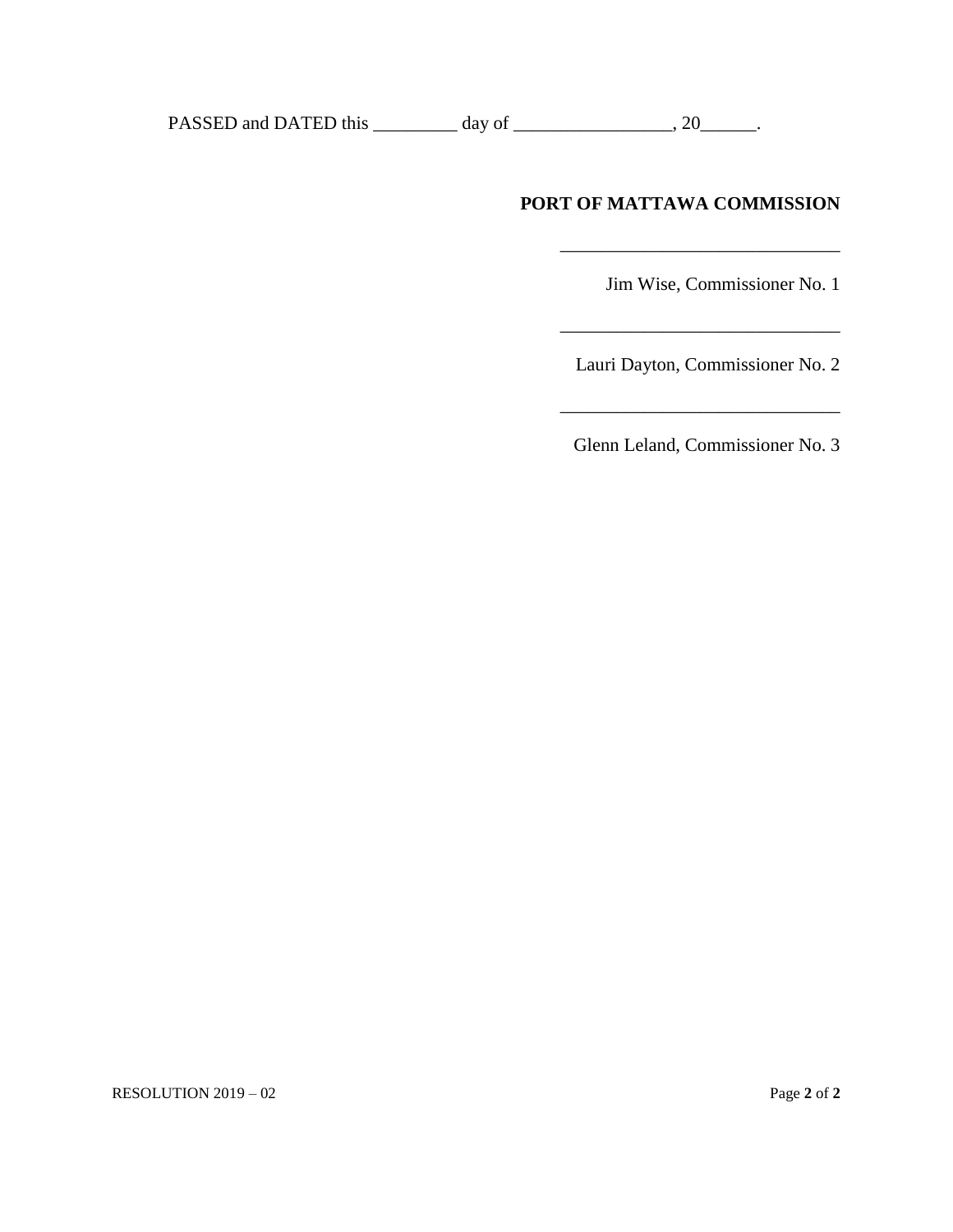PASSED and DATED this _________ day of _________________, 20______.

**PORT OF MATTAWA COMMISSION**

______________________________

Jim Wise, Commissioner No. 1

______________________________

Lauri Dayton, Commissioner No. 2

______________________________

Glenn Leland, Commissioner No. 3